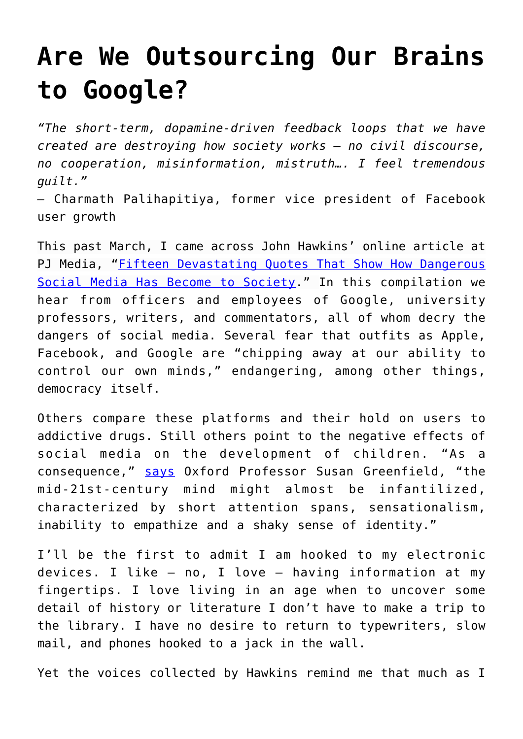# Are We Outsourcing Our Brains to Google?

*"The short-term, dopamine-driven feedback loops that we have created are destroying how society works – no civil discourse, no cooperation, misinformation, mistruth…. I feel tremendous guilt."*
– Charmath Palihapitiya, former vice president of Facebook user growth

This past March, I came across John Hawkins' online article at PJ Media, "Fifteen Devastating Quotes That Show How Dangerous Social Media Has Become to Society." In this compilation we hear from officers and employees of Google, university professors, writers, and commentators, all of whom decry the dangers of social media. Several fear that outfits as Apple, Facebook, and Google are "chipping away at our ability to control our own minds," endangering, among other things, democracy itself.

Others compare these platforms and their hold on users to addictive drugs. Still others point to the negative effects of social media on the development of children. "As a consequence," says Oxford Professor Susan Greenfield, "the mid-21st-century mind might almost be infantilized, characterized by short attention spans, sensationalism, inability to empathize and a shaky sense of identity."

I'll be the first to admit I am hooked to my electronic devices. I like – no, I love – having information at my fingertips. I love living in an age when to uncover some detail of history or literature I don't have to make a trip to the library. I have no desire to return to typewriters, slow mail, and phones hooked to a jack in the wall.

Yet the voices collected by Hawkins remind me that much as I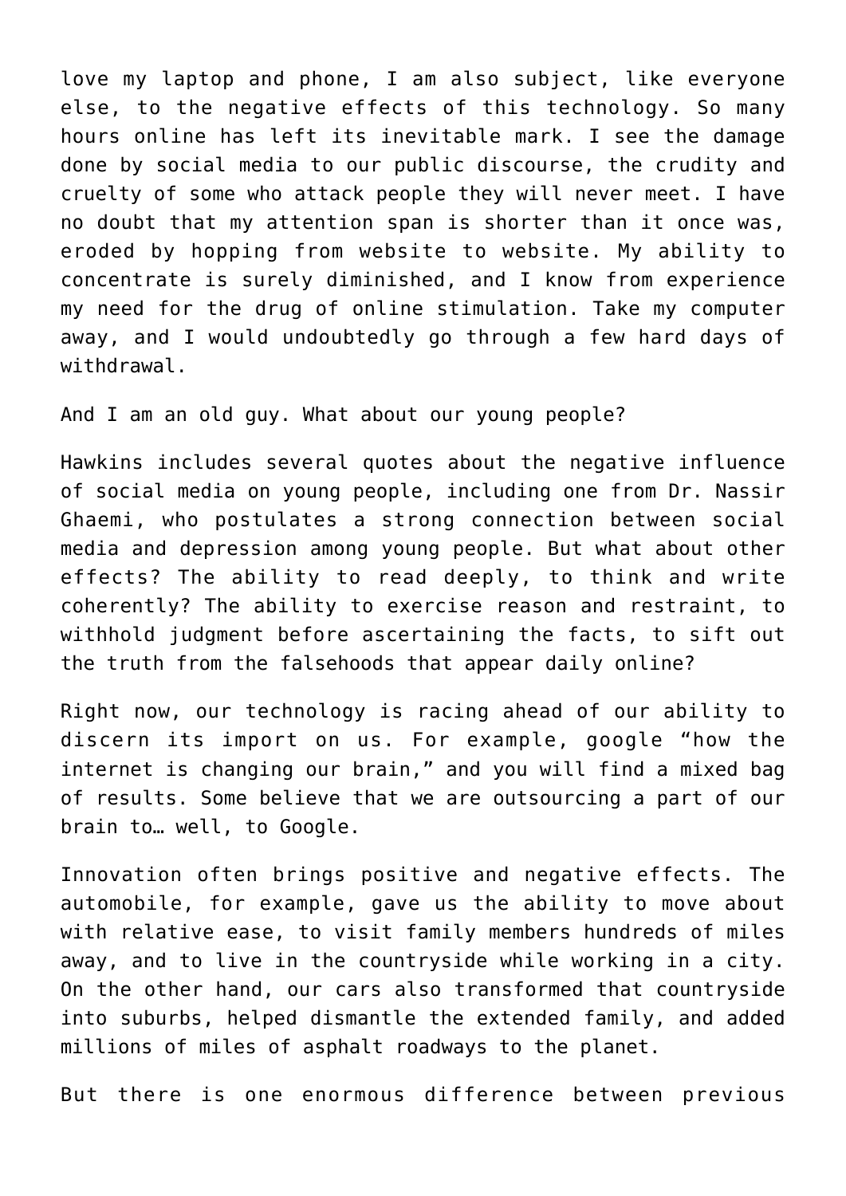love my laptop and phone, I am also subject, like everyone else, to the negative effects of this technology. So many hours online has left its inevitable mark. I see the damage done by social media to our public discourse, the crudity and cruelty of some who attack people they will never meet. I have no doubt that my attention span is shorter than it once was, eroded by hopping from website to website. My ability to concentrate is surely diminished, and I know from experience my need for the drug of online stimulation. Take my computer away, and I would undoubtedly go through a few hard days of withdrawal.

And I am an old guy. What about our young people?

Hawkins includes several quotes about the negative influence of social media on young people, including one from Dr. Nassir Ghaemi, who postulates a strong connection between social media and depression among young people. But what about other effects? The ability to read deeply, to think and write coherently? The ability to exercise reason and restraint, to withhold judgment before ascertaining the facts, to sift out the truth from the falsehoods that appear daily online?

Right now, our technology is racing ahead of our ability to discern its import on us. For example, google "how the internet is changing our brain," and you will find a mixed bag of results. Some believe that we are outsourcing a part of our brain to… well, to Google.

Innovation often brings positive and negative effects. The automobile, for example, gave us the ability to move about with relative ease, to visit family members hundreds of miles away, and to live in the countryside while working in a city. On the other hand, our cars also transformed that countryside into suburbs, helped dismantle the extended family, and added millions of miles of asphalt roadways to the planet.

But there is one enormous difference between previous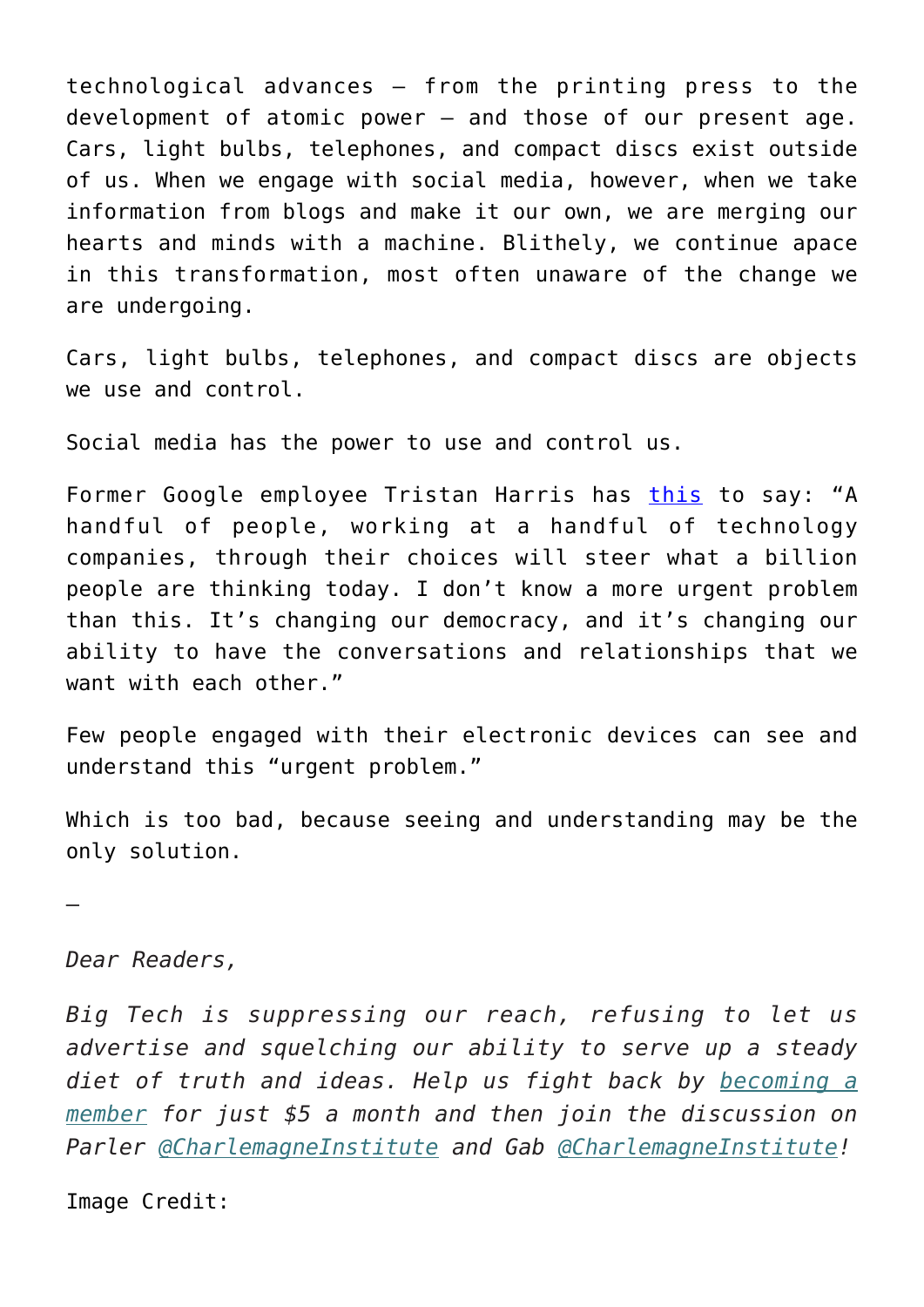technological advances — from the printing press to the development of atomic power — and those of our present age. Cars, light bulbs, telephones, and compact discs exist outside of us. When we engage with social media, however, when we take information from blogs and make it our own, we are merging our hearts and minds with a machine. Blithely, we continue apace in this transformation, most often unaware of the change we are undergoing.

Cars, light bulbs, telephones, and compact discs are objects we use and control.

Social media has the power to use and control us.

Former Google employee Tristan Harris has this to say: "A handful of people, working at a handful of technology companies, through their choices will steer what a billion people are thinking today. I don't know a more urgent problem than this. It's changing our democracy, and it's changing our ability to have the conversations and relationships that we want with each other."

Few people engaged with their electronic devices can see and understand this "urgent problem."

Which is too bad, because seeing and understanding may be the only solution.

—

*Dear Readers,*

*Big Tech is suppressing our reach, refusing to let us advertise and squelching our ability to serve up a steady diet of truth and ideas. Help us fight back by becoming a member for just $5 a month and then join the discussion on Parler @CharlemagneInstitute and Gab @CharlemagneInstitute!*

Image Credit: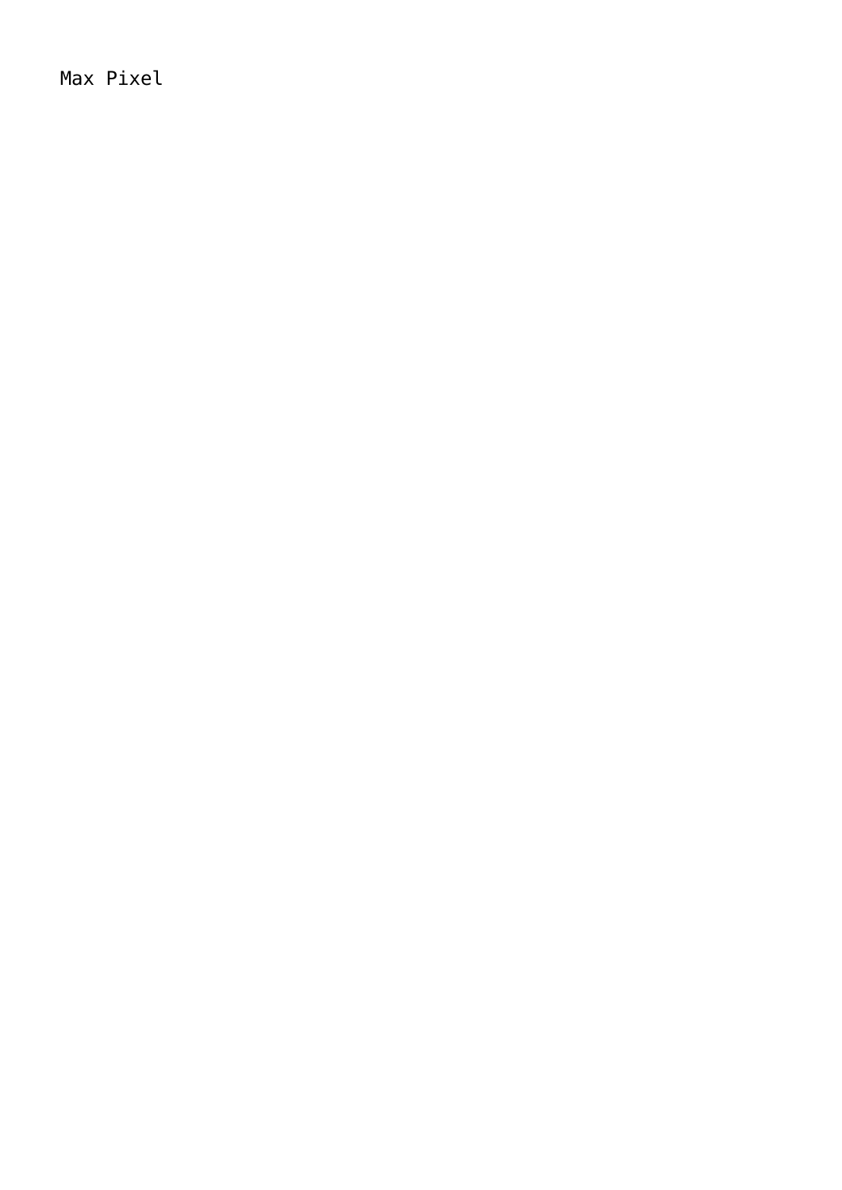Max Pixel